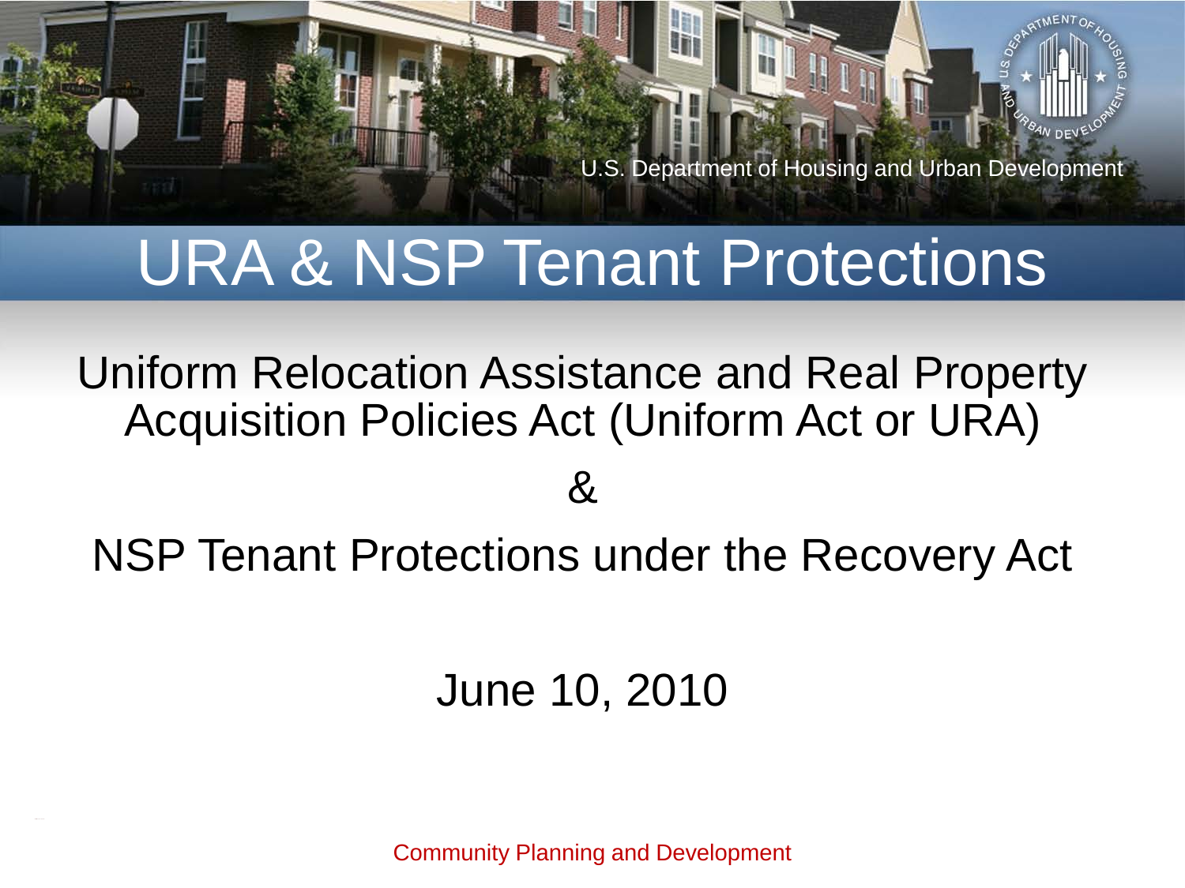U.S. Department of Housing and Urban Development

# URA & NSP Tenant Protections

## Uniform Relocation Assistance and Real Property Acquisition Policies Act (Uniform Act or URA)

&

## NSP Tenant Protections under the Recovery Act

June 10, 2010

Community Planning and Development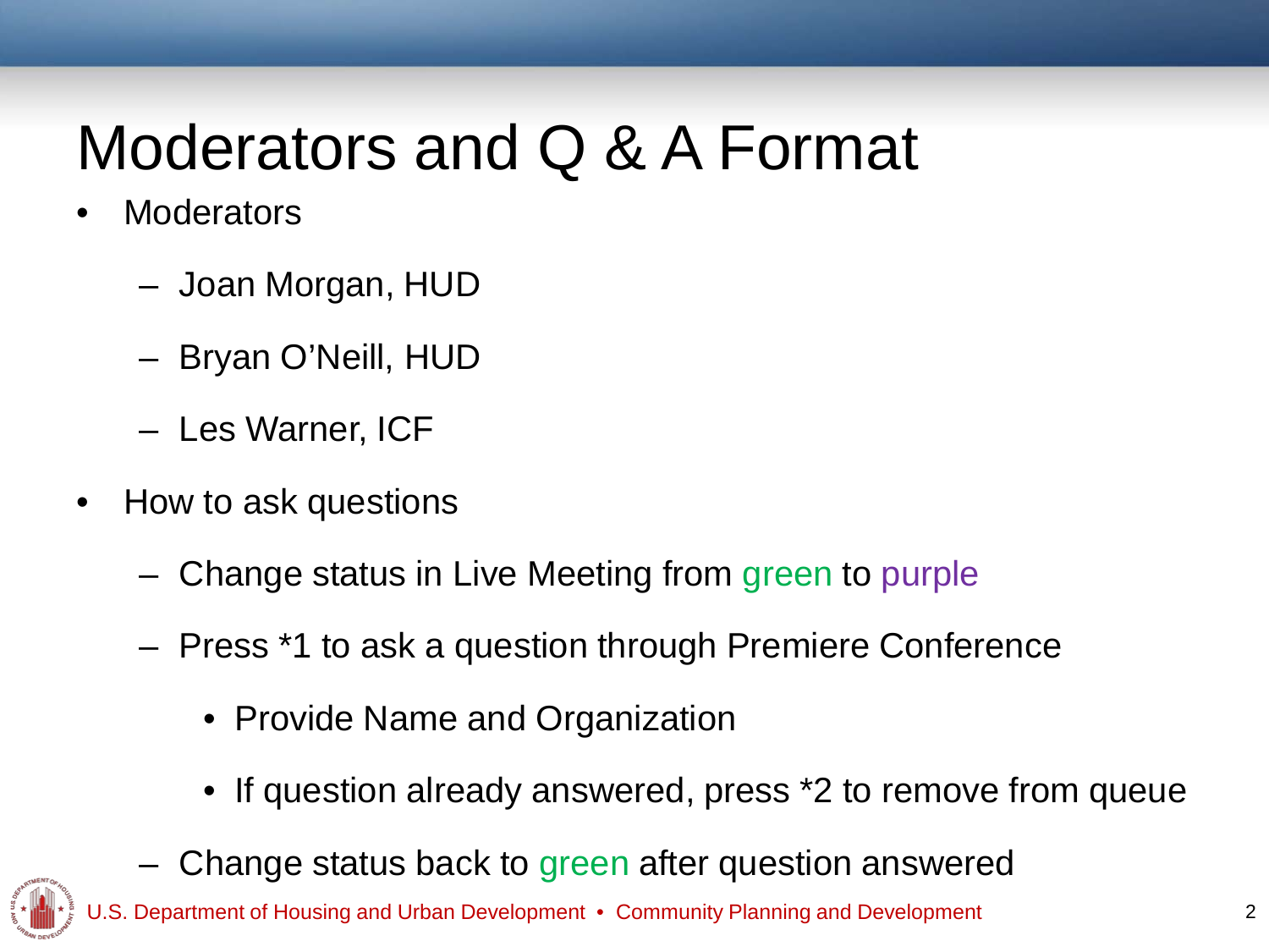# Moderators and Q & A Format

- Moderators
  - Joan Morgan, HUD
  - Bryan O'Neill, HUD
  - Les Warner, ICF
- How to ask questions
  - Change status in Live Meeting from green to purple
  - Press *1 to ask a question through Premiere Conference
    - Provide Name and Organization
    - If question already answered, press *2 to remove from queue
  - Change status back to green after question answered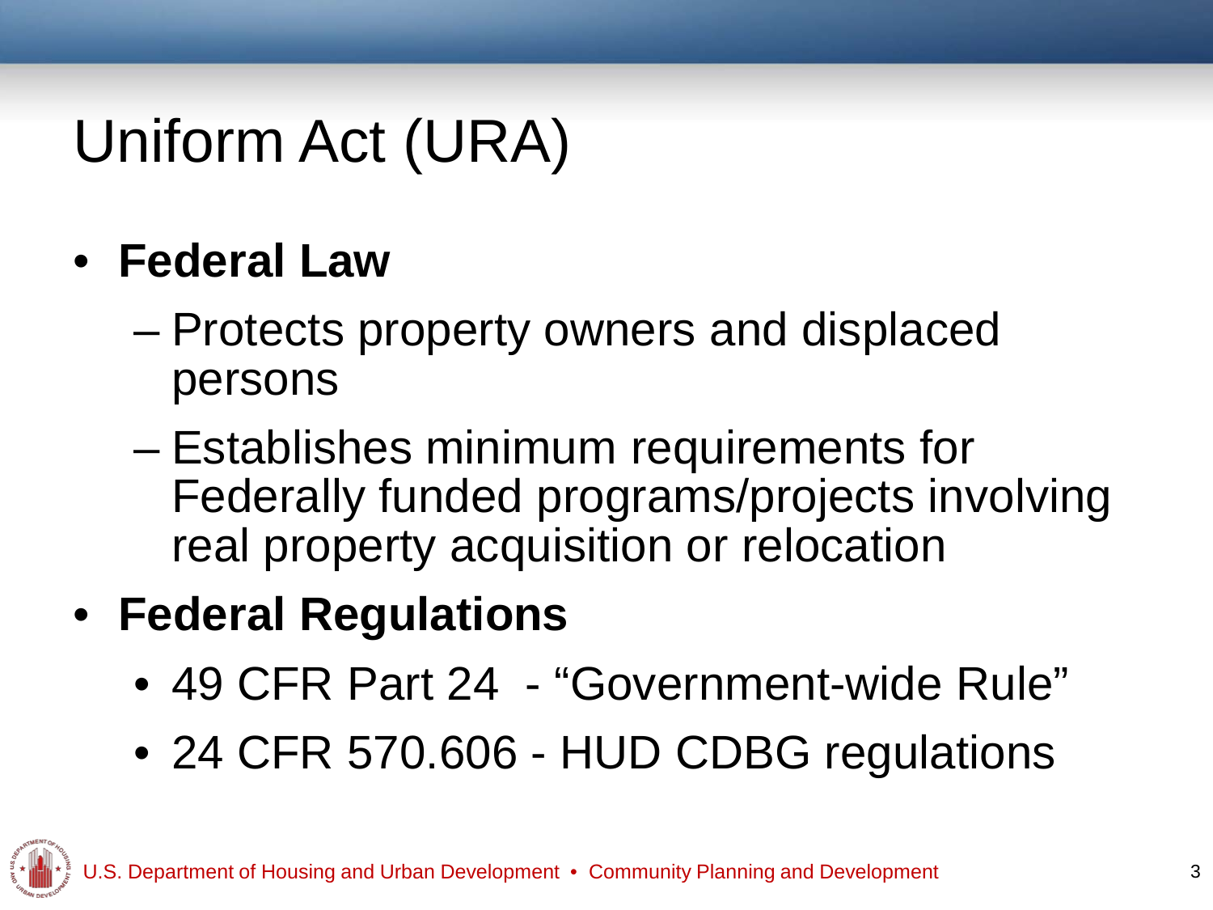# Uniform Act (URA)

- **Federal Law**
  - Protects property owners and displaced persons
  - Establishes minimum requirements for Federally funded programs/projects involving real property acquisition or relocation
- **Federal Regulations**
  - 49 CFR Part 24 - "Government-wide Rule"
  - 24 CFR 570.606 - HUD CDBG regulations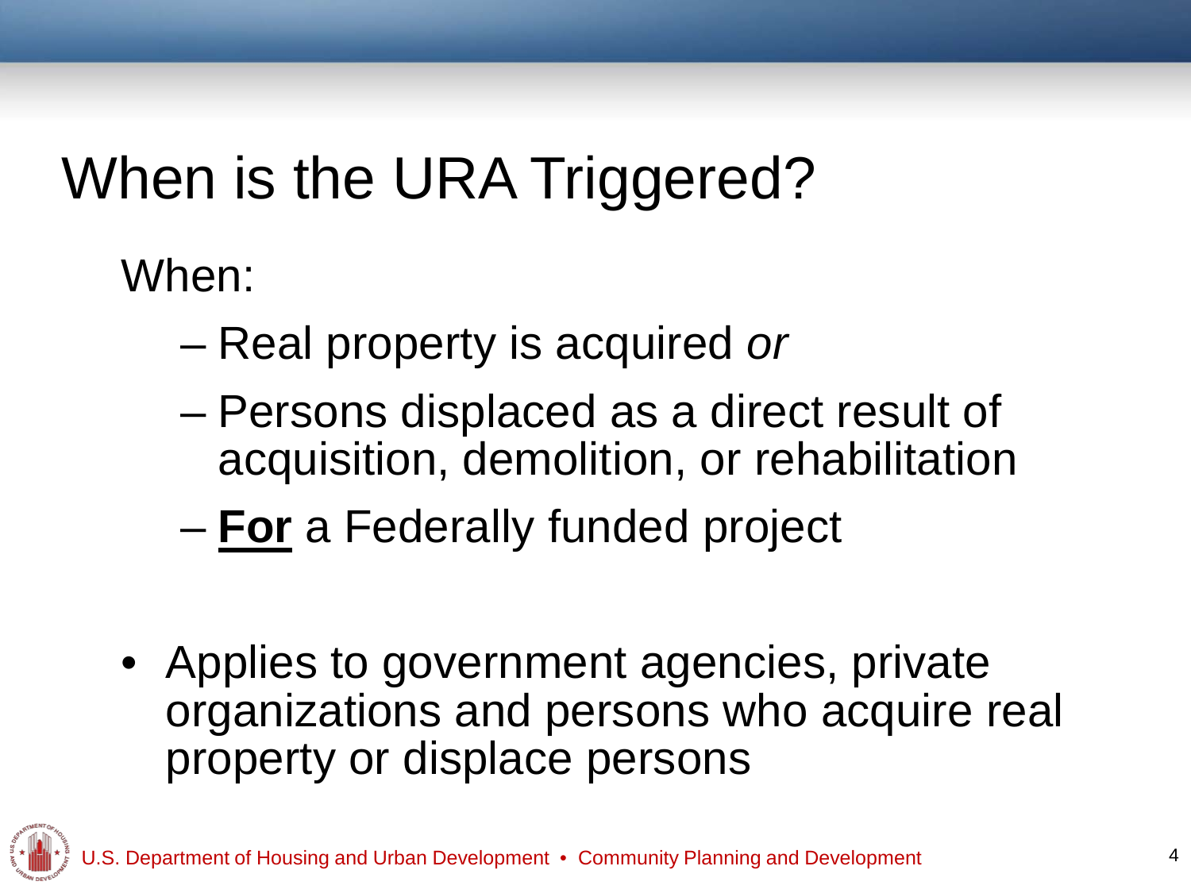# When is the URA Triggered?

When:

- Real property is acquired *or*
- Persons displaced as a direct result of acquisition, demolition, or rehabilitation
- **<u>For</u>** a Federally funded project

- Applies to government agencies, private organizations and persons who acquire real property or displace persons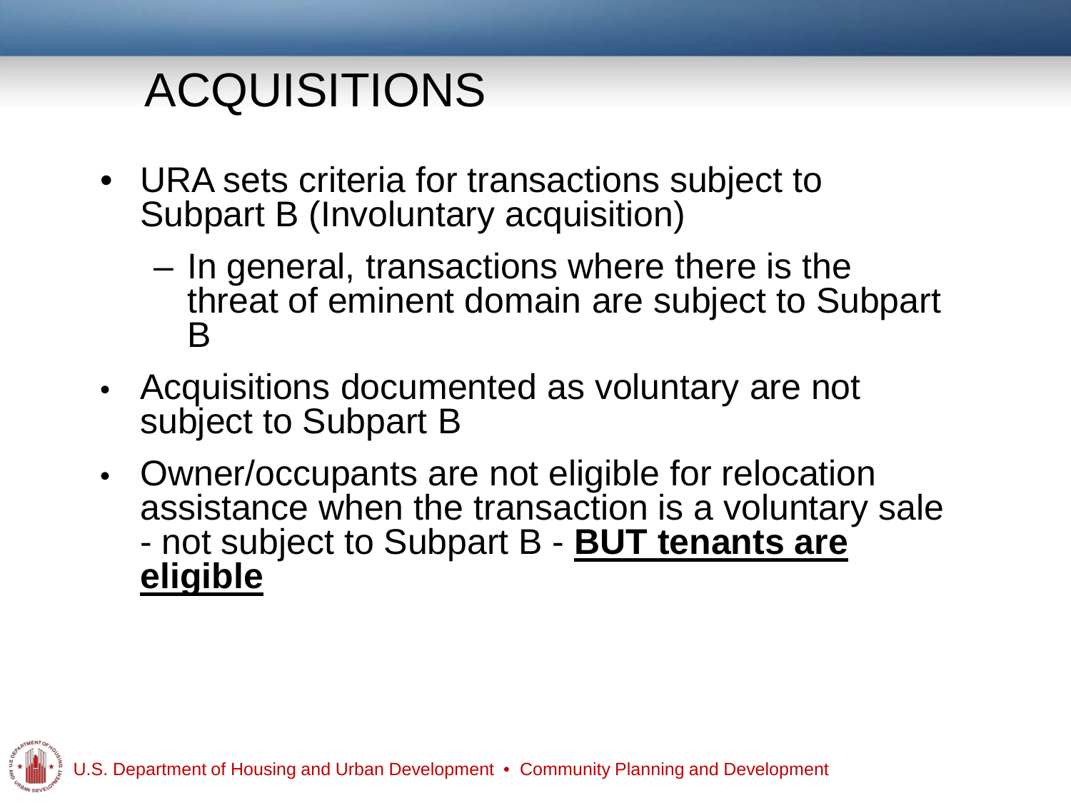# ACQUISITIONS

- URA sets criteria for transactions subject to Subpart B (Involuntary acquisition)
  - In general, transactions where there is the threat of eminent domain are subject to Subpart B
- Acquisitions documented as voluntary are not subject to Subpart B
- Owner/occupants are not eligible for relocation assistance when the transaction is a voluntary sale - not subject to Subpart B - **<u>BUT tenants are eligible</u>**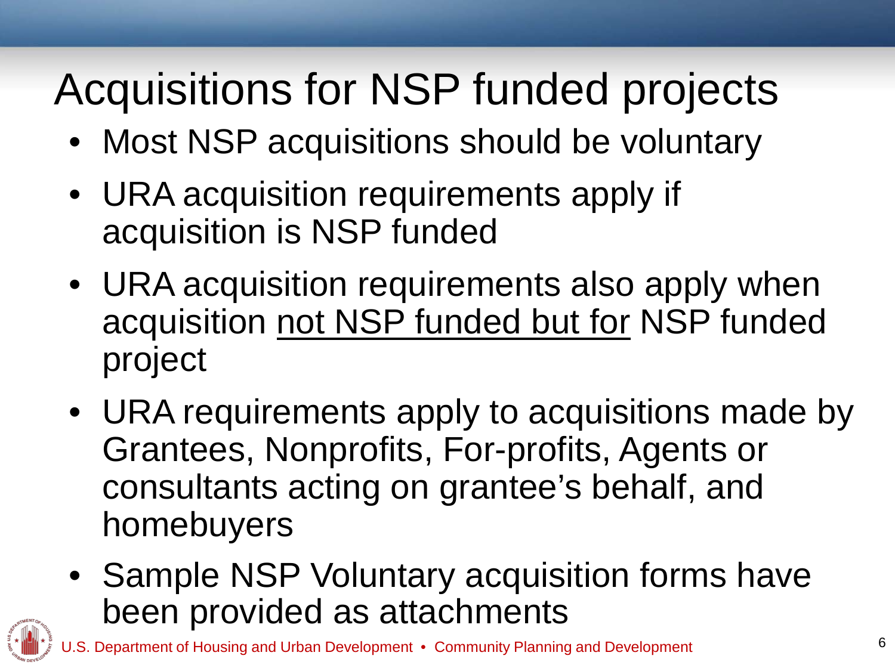# Acquisitions for NSP funded projects

- Most NSP acquisitions should be voluntary
- URA acquisition requirements apply if acquisition is NSP funded
- URA acquisition requirements also apply when acquisition <u>not NSP funded but for</u> NSP funded project
- URA requirements apply to acquisitions made by Grantees, Nonprofits, For-profits, Agents or consultants acting on grantee's behalf, and homebuyers
- Sample NSP Voluntary acquisition forms have been provided as attachments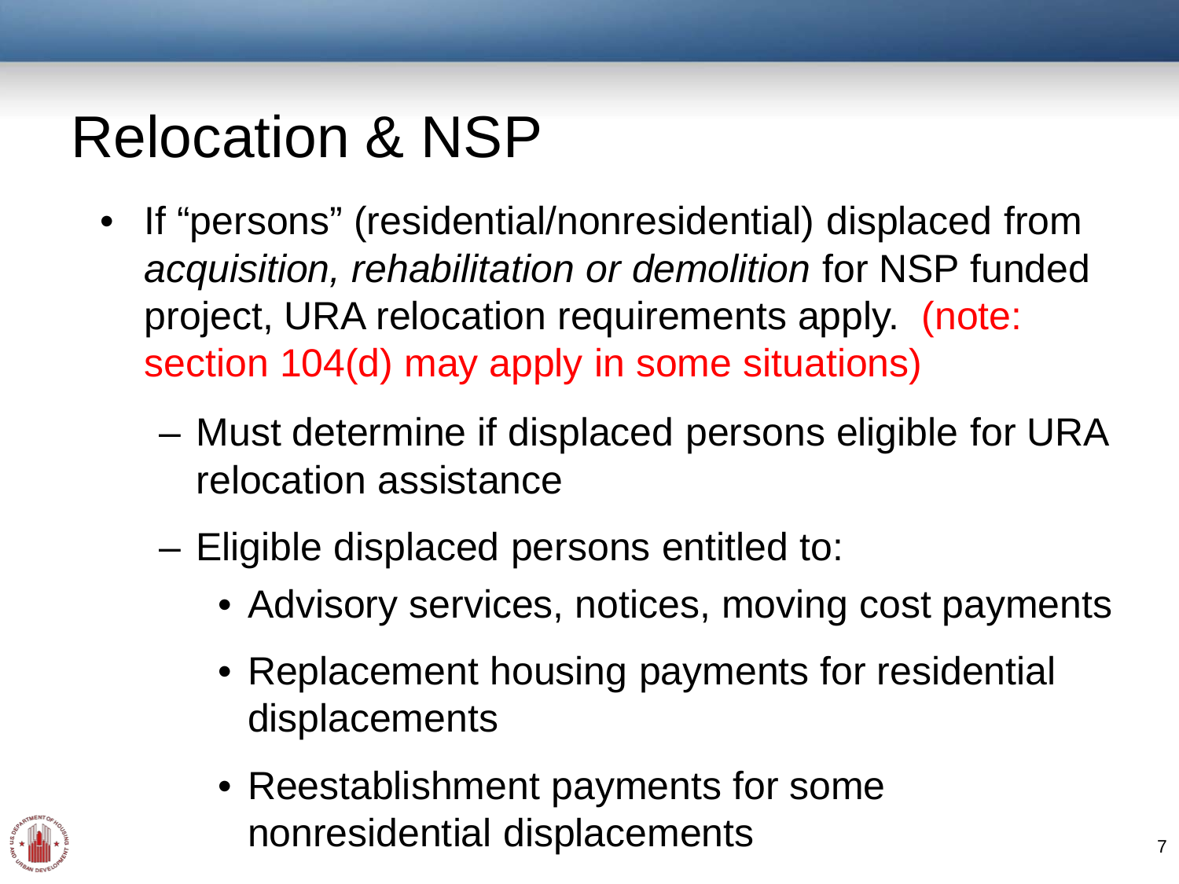# Relocation & NSP

- If "persons" (residential/nonresidential) displaced from *acquisition, rehabilitation or demolition* for NSP funded project, URA relocation requirements apply. (note: section 104(d) may apply in some situations)
  - Must determine if displaced persons eligible for URA relocation assistance
  - Eligible displaced persons entitled to:
    - Advisory services, notices, moving cost payments
    - Replacement housing payments for residential displacements
    - Reestablishment payments for some nonresidential displacements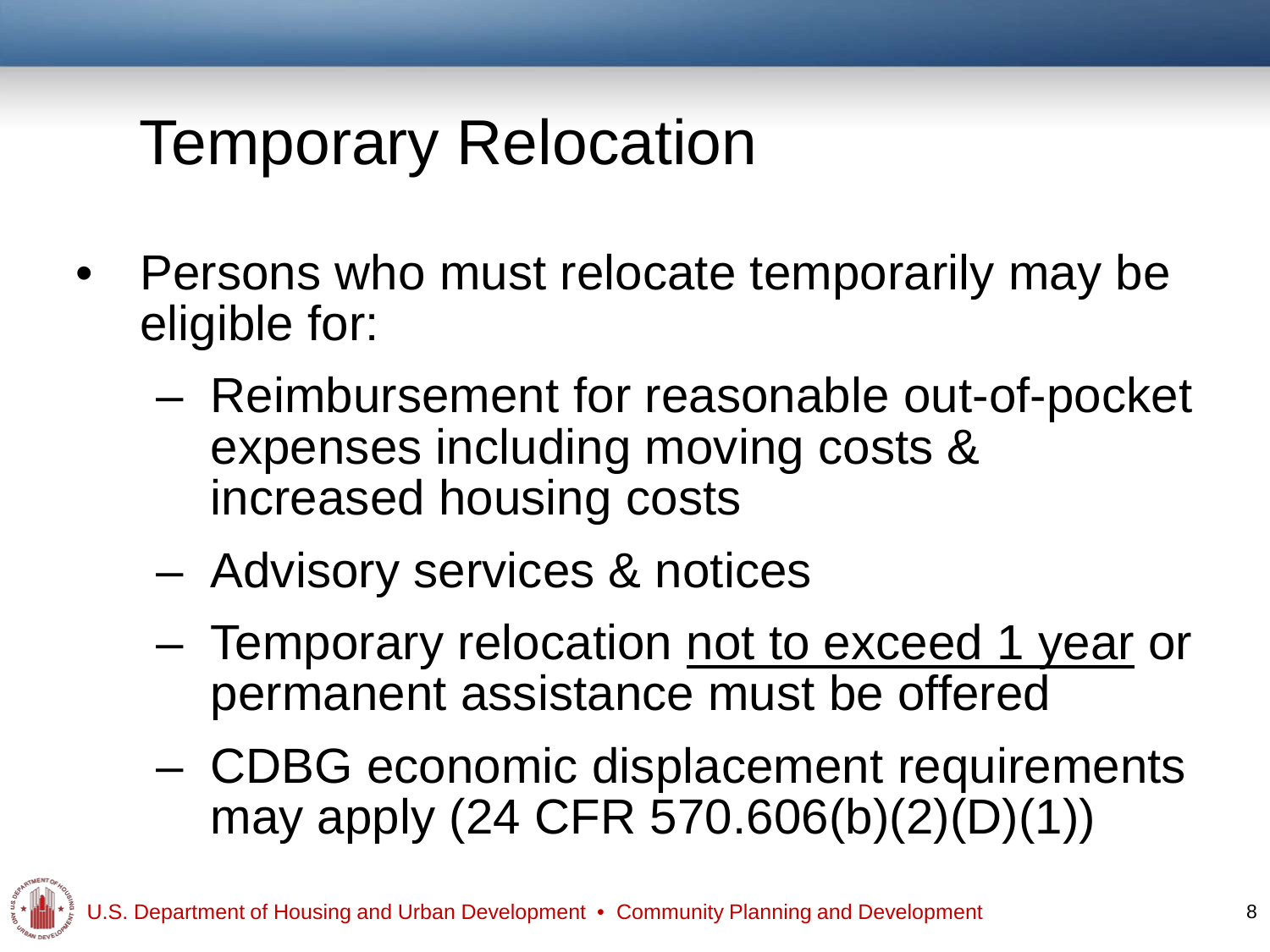# Temporary Relocation

- Persons who must relocate temporarily may be eligible for:
  - Reimbursement for reasonable out-of-pocket expenses including moving costs & increased housing costs
  - Advisory services & notices
  - Temporary relocation <u>not to exceed 1 year</u> or permanent assistance must be offered
  - CDBG economic displacement requirements may apply (24 CFR 570.606(b)(2)(D)(1))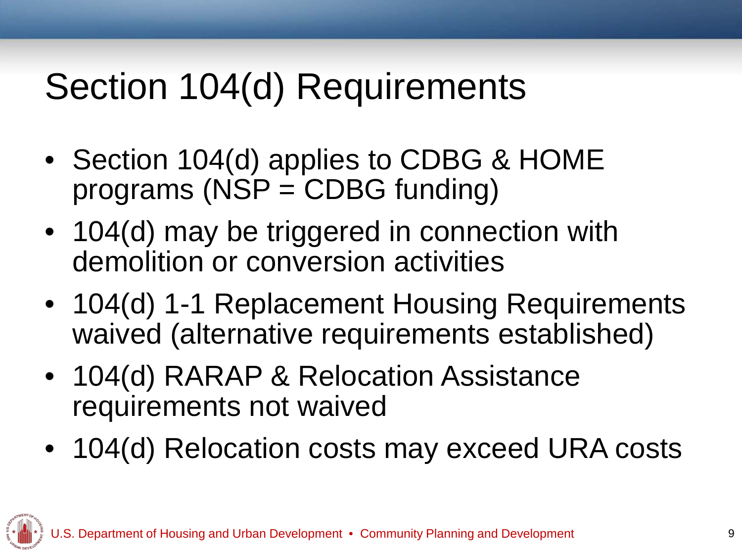# Section 104(d) Requirements

- Section 104(d) applies to CDBG & HOME programs (NSP = CDBG funding)
- 104(d) may be triggered in connection with demolition or conversion activities
- 104(d) 1-1 Replacement Housing Requirements waived (alternative requirements established)
- 104(d) RARAP & Relocation Assistance requirements not waived
- 104(d) Relocation costs may exceed URA costs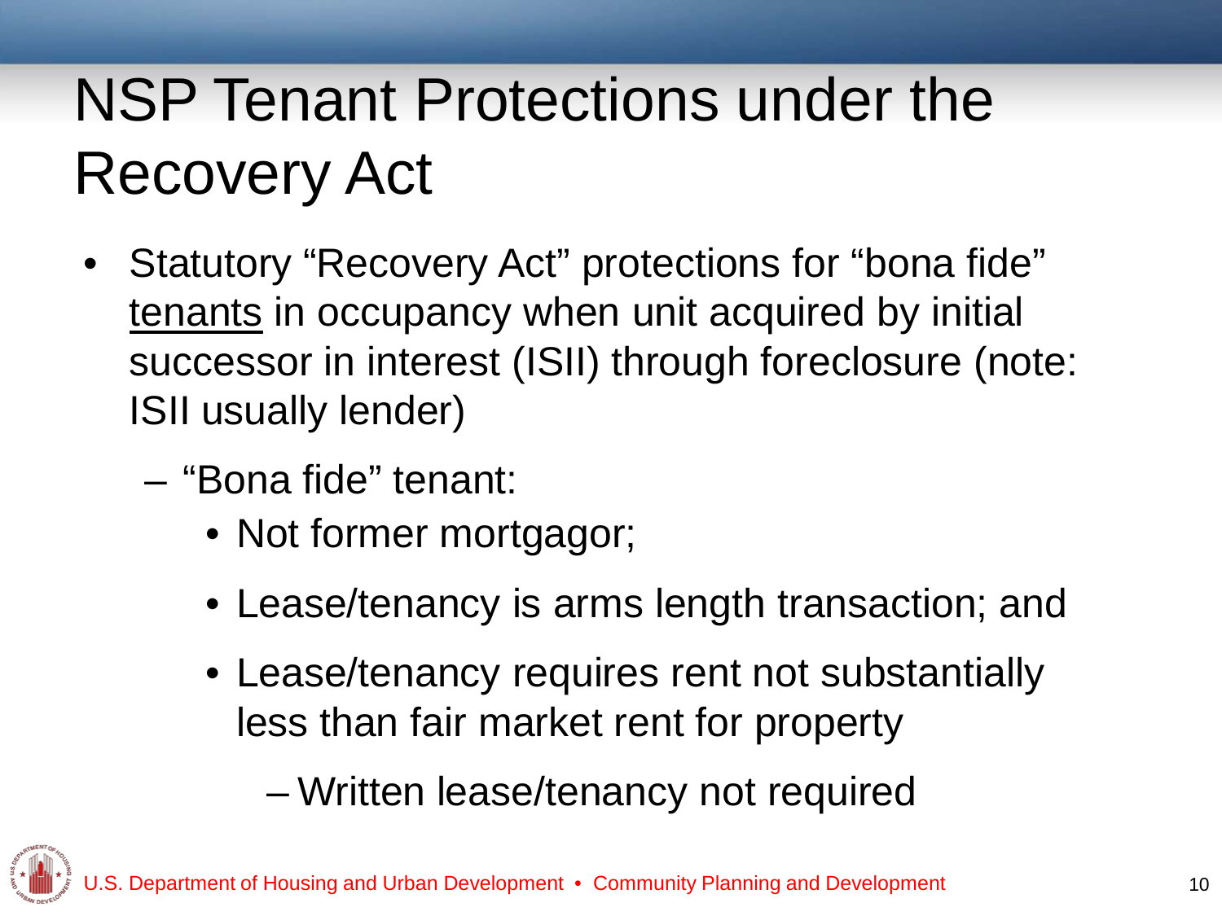# NSP Tenant Protections under the Recovery Act

- Statutory "Recovery Act" protections for "bona fide" <u>tenants</u> in occupancy when unit acquired by initial successor in interest (ISII) through foreclosure (note: ISII usually lender)
  - "Bona fide" tenant:
    - Not former mortgagor;
    - Lease/tenancy is arms length transaction; and
    - Lease/tenancy requires rent not substantially less than fair market rent for property
      - Written lease/tenancy not required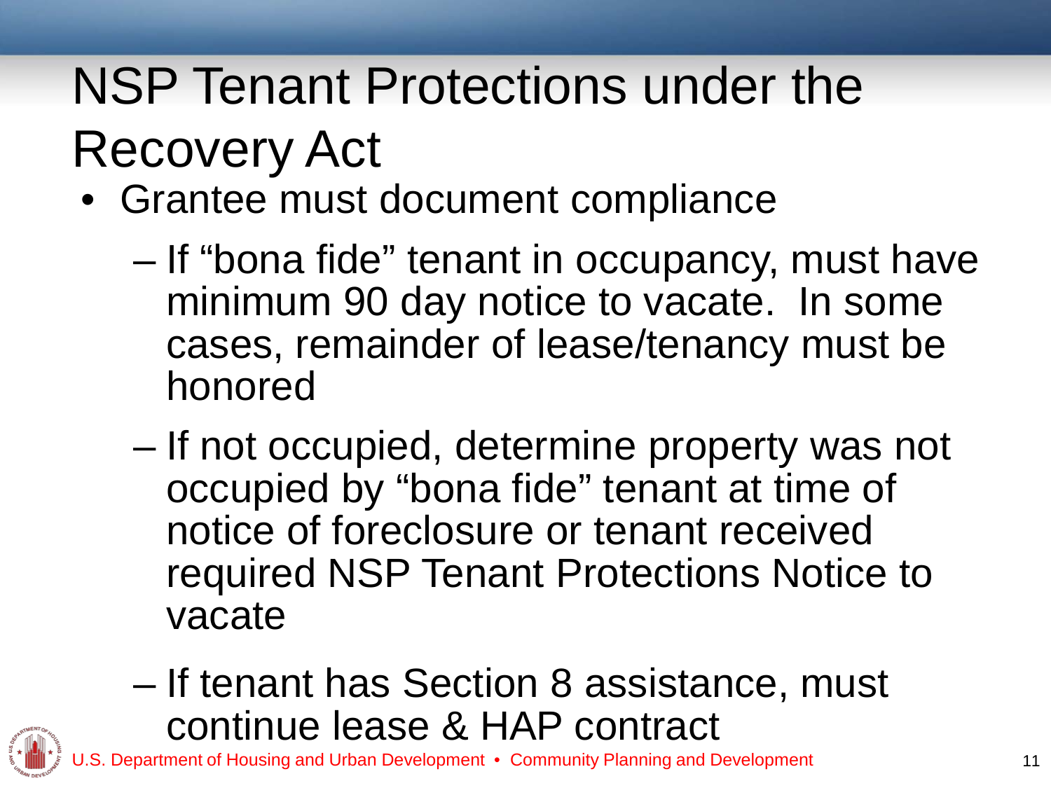# NSP Tenant Protections under the Recovery Act

- Grantee must document compliance
  - If "bona fide" tenant in occupancy, must have minimum 90 day notice to vacate. In some cases, remainder of lease/tenancy must be honored
  - If not occupied, determine property was not occupied by "bona fide" tenant at time of notice of foreclosure or tenant received required NSP Tenant Protections Notice to vacate
  - If tenant has Section 8 assistance, must continue lease & HAP contract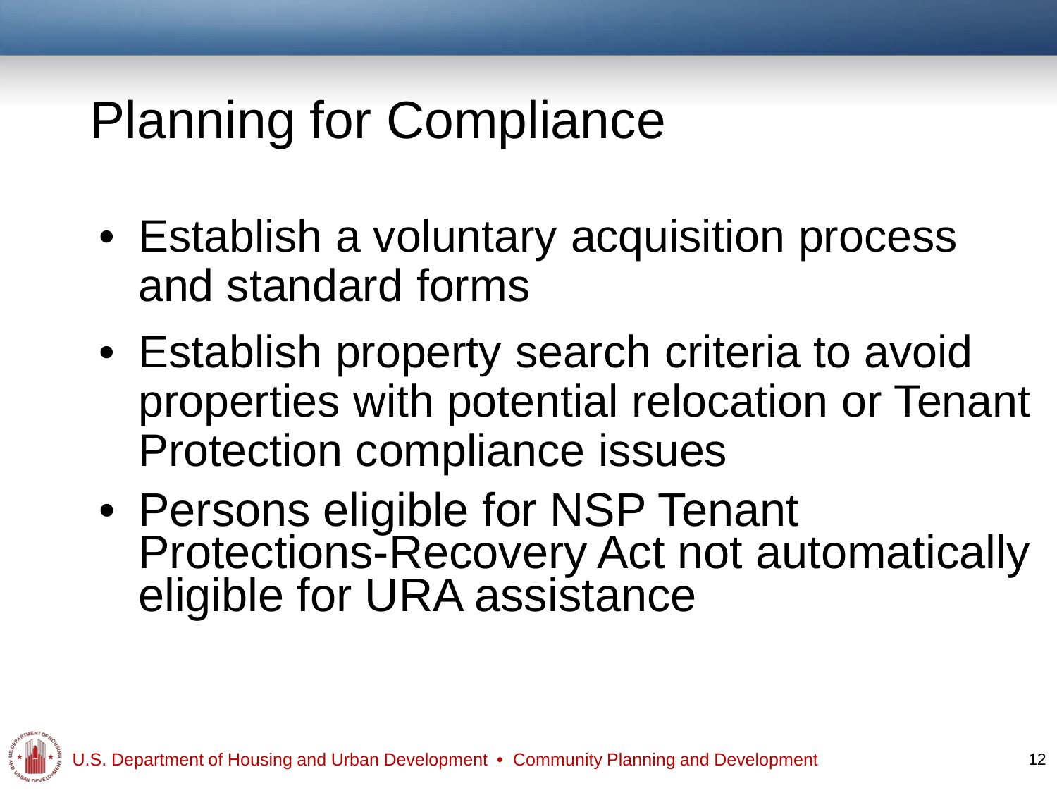# Planning for Compliance

- Establish a voluntary acquisition process and standard forms
- Establish property search criteria to avoid properties with potential relocation or Tenant Protection compliance issues
- Persons eligible for NSP Tenant Protections-Recovery Act not automatically eligible for URA assistance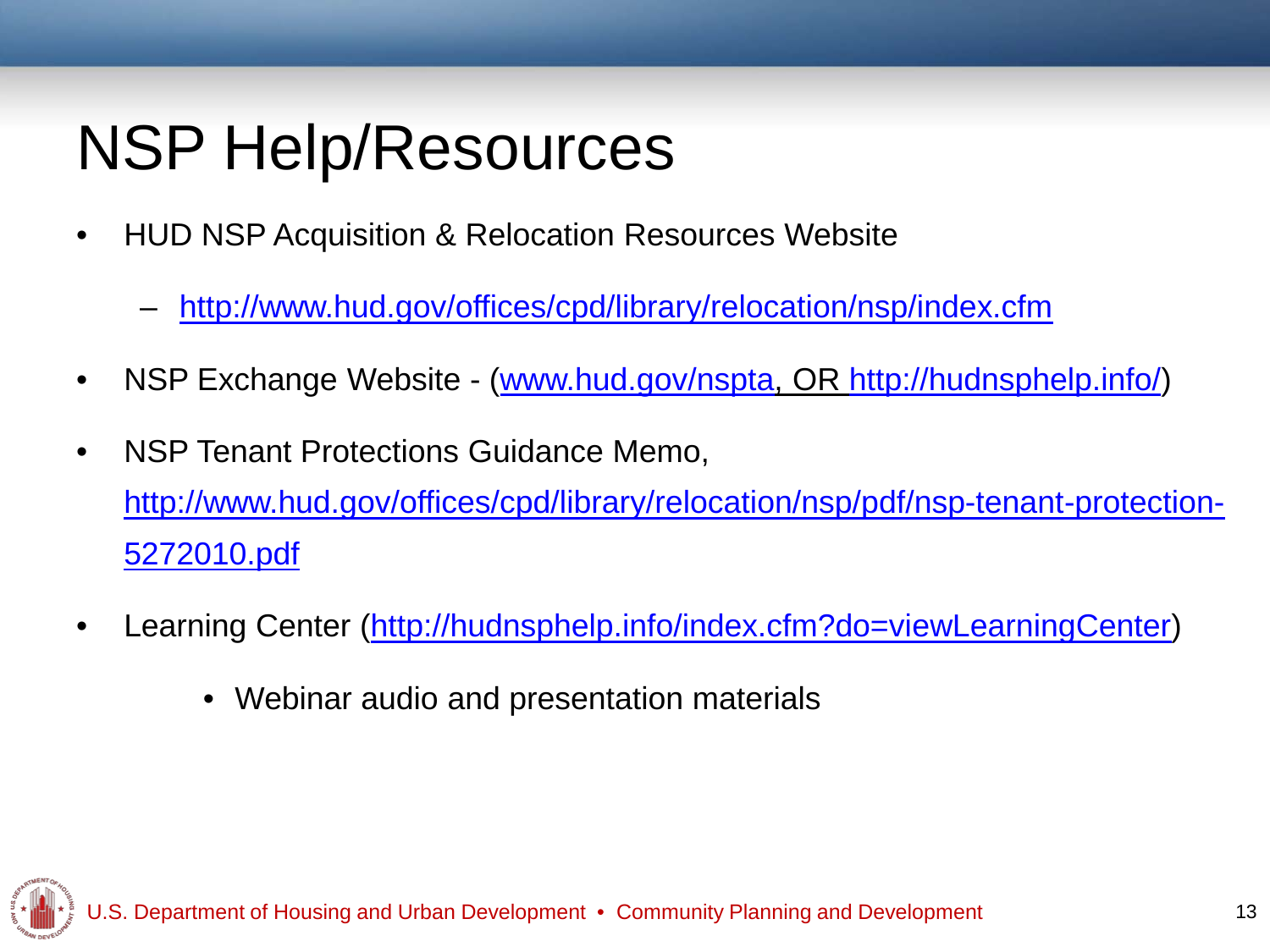# NSP Help/Resources

- HUD NSP Acquisition & Relocation Resources Website
  - http://www.hud.gov/offices/cpd/library/relocation/nsp/index.cfm
- NSP Exchange Website - (www.hud.gov/nspta, OR http://hudnsphelp.info/)
- NSP Tenant Protections Guidance Memo, http://www.hud.gov/offices/cpd/library/relocation/nsp/pdf/nsp-tenant-protection-5272010.pdf
- Learning Center (http://hudnsphelp.info/index.cfm?do=viewLearningCenter)
  - Webinar audio and presentation materials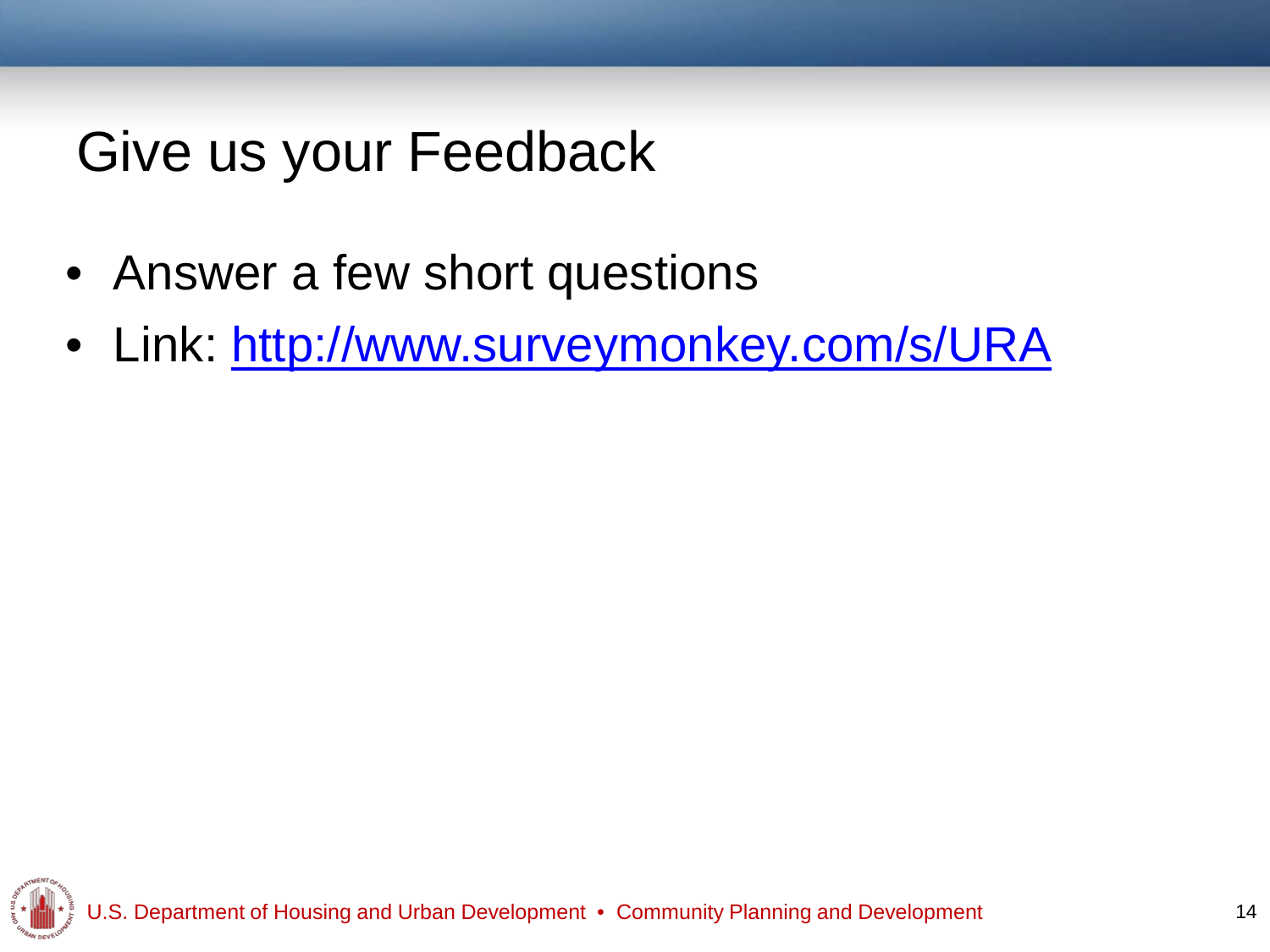# Give us your Feedback

- Answer a few short questions
- Link: http://www.surveymonkey.com/s/URA